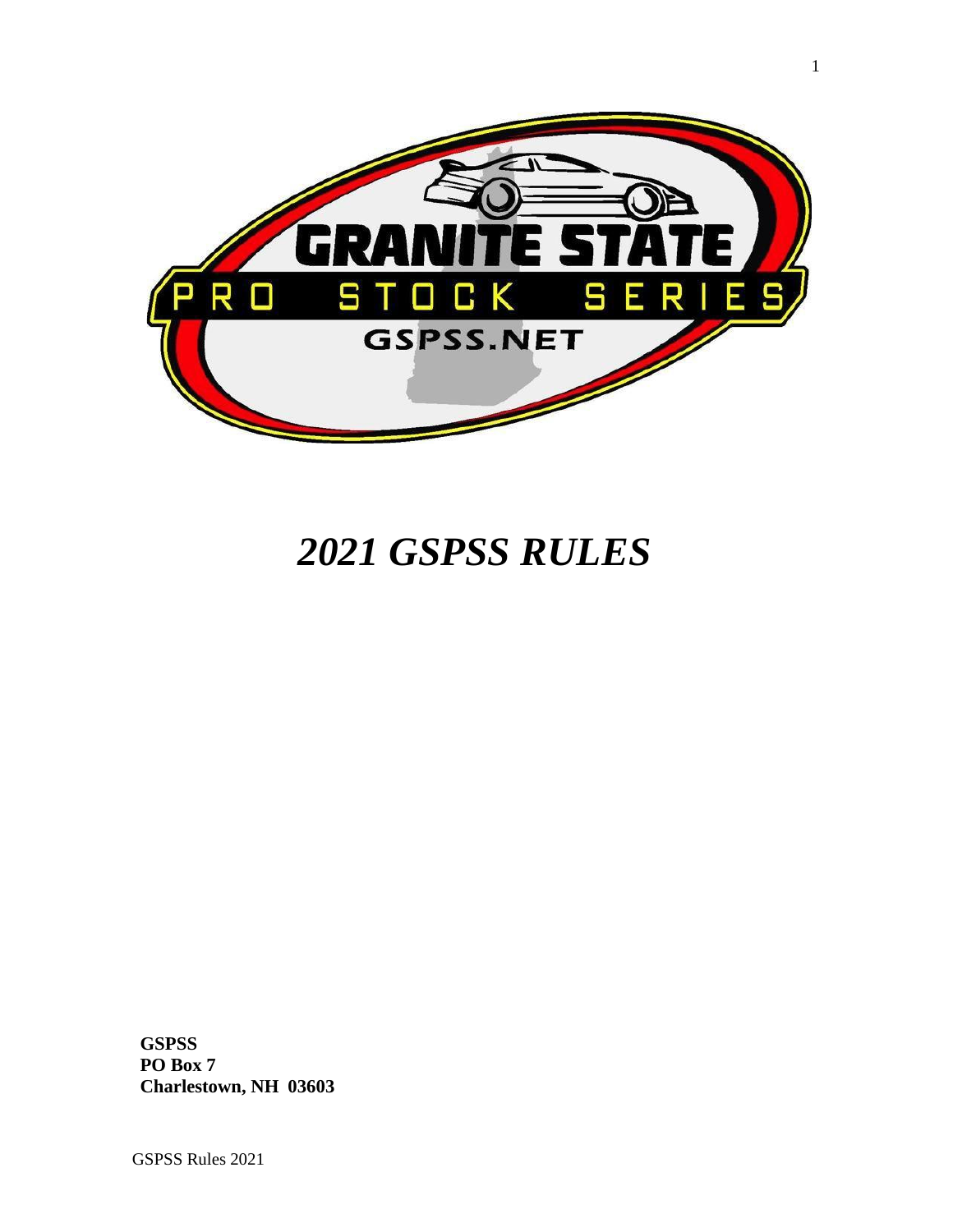# *2021 GSPSS RULES*

**GSPSS**
**PO Box 7**
**Charlestown, NH 03603**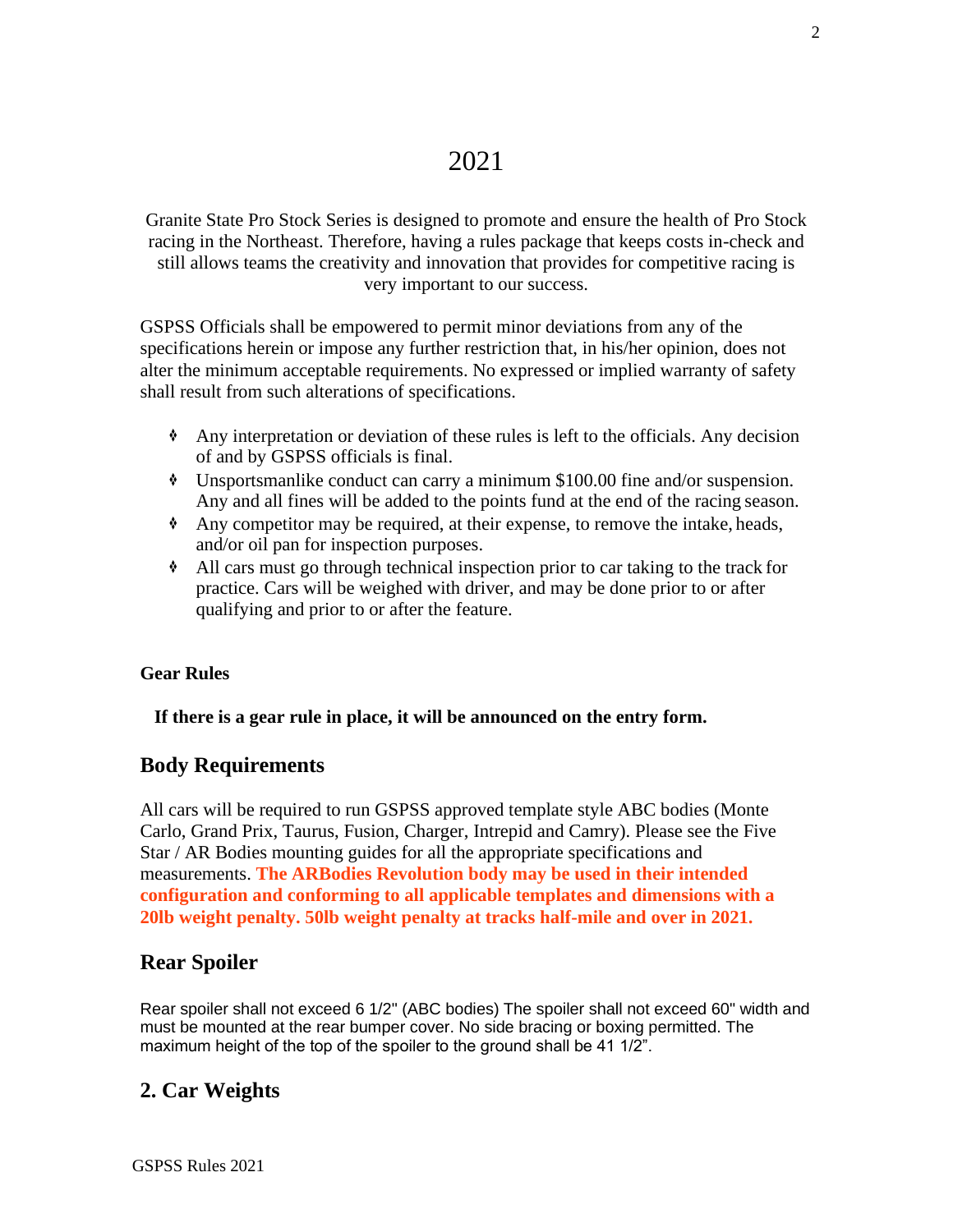# 2021

Granite State Pro Stock Series is designed to promote and ensure the health of Pro Stock racing in the Northeast. Therefore, having a rules package that keeps costs in-check and still allows teams the creativity and innovation that provides for competitive racing is very important to our success.

GSPSS Officials shall be empowered to permit minor deviations from any of the specifications herein or impose any further restriction that, in his/her opinion, does not alter the minimum acceptable requirements. No expressed or implied warranty of safety shall result from such alterations of specifications.

- Any interpretation or deviation of these rules is left to the officials. Any decision of and by GSPSS officials is final.
- Unsportsmanlike conduct can carry a minimum $100.00 fine and/or suspension. Any and all fines will be added to the points fund at the end of the racing season.
- Any competitor may be required, at their expense, to remove the intake, heads, and/or oil pan for inspection purposes.
- All cars must go through technical inspection prior to car taking to the track for practice. Cars will be weighed with driver, and may be done prior to or after qualifying and prior to or after the feature.

**Gear Rules**

**If there is a gear rule in place, it will be announced on the entry form.**

## Body Requirements

All cars will be required to run GSPSS approved template style ABC bodies (Monte Carlo, Grand Prix, Taurus, Fusion, Charger, Intrepid and Camry). Please see the Five Star / AR Bodies mounting guides for all the appropriate specifications and measurements. **The ARBodies Revolution body may be used in their intended configuration and conforming to all applicable templates and dimensions with a 20lb weight penalty. 50lb weight penalty at tracks half-mile and over in 2021.**

## Rear Spoiler

Rear spoiler shall not exceed 6 1/2" (ABC bodies) The spoiler shall not exceed 60" width and must be mounted at the rear bumper cover. No side bracing or boxing permitted. The maximum height of the top of the spoiler to the ground shall be 41 1/2".

## 2. Car Weights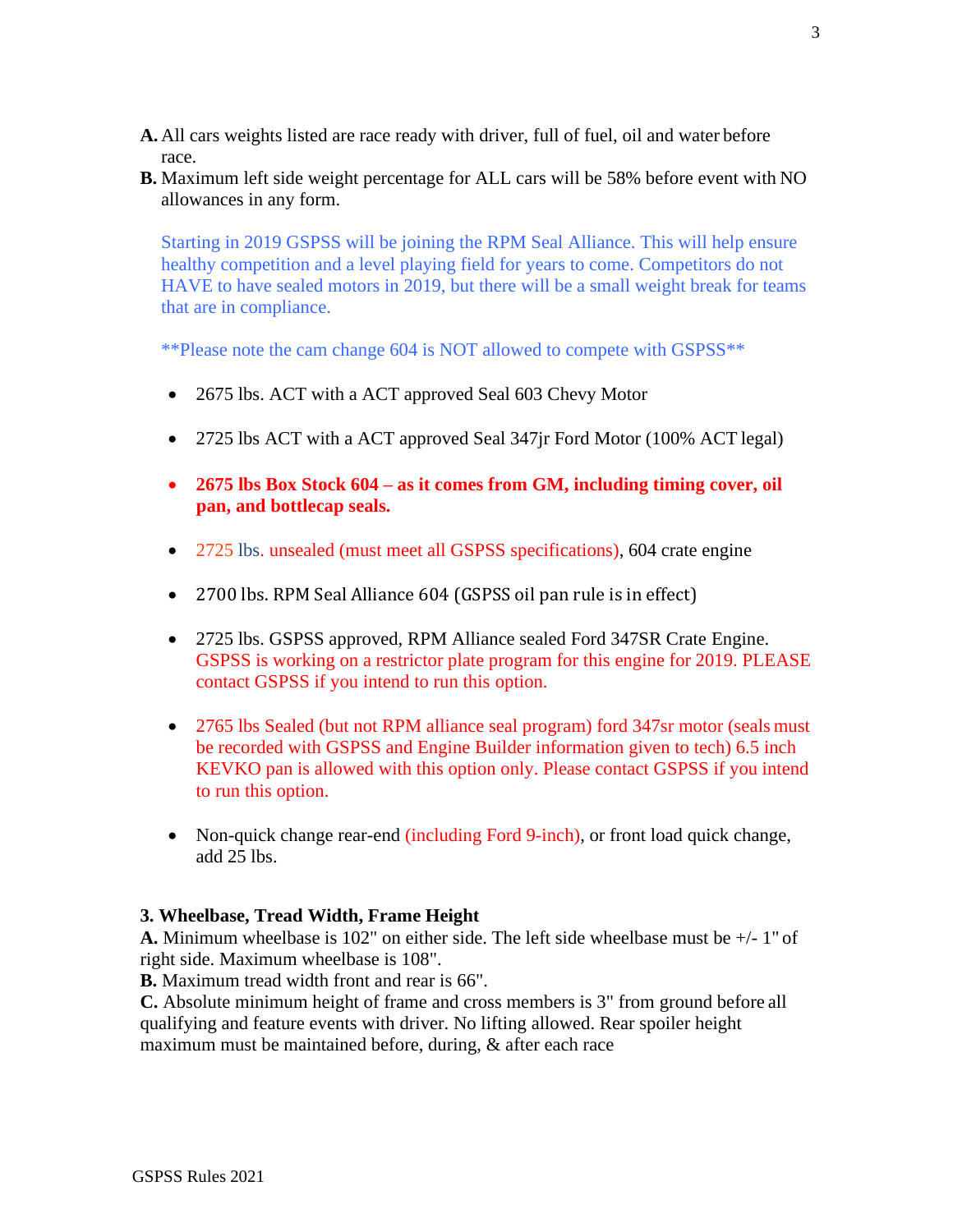**A.** All cars weights listed are race ready with driver, full of fuel, oil and water before race.

**B.** Maximum left side weight percentage for ALL cars will be 58% before event with NO allowances in any form.

Starting in 2019 GSPSS will be joining the RPM Seal Alliance. This will help ensure healthy competition and a level playing field for years to come. Competitors do not HAVE to have sealed motors in 2019, but there will be a small weight break for teams that are in compliance.

**Please note the cam change 604 is NOT allowed to compete with GSPSS**

- 2675 lbs. ACT with a ACT approved Seal 603 Chevy Motor
- 2725 lbs ACT with a ACT approved Seal 347jr Ford Motor (100% ACT legal)
- **2675 lbs Box Stock 604 – as it comes from GM, including timing cover, oil pan, and bottlecap seals.**
- 2725 lbs. unsealed (must meet all GSPSS specifications), 604 crate engine
- 2700 lbs. RPM Seal Alliance 604 (GSPSS oil pan rule is in effect)
- 2725 lbs. GSPSS approved, RPM Alliance sealed Ford 347SR Crate Engine. GSPSS is working on a restrictor plate program for this engine for 2019. PLEASE contact GSPSS if you intend to run this option.
- 2765 lbs Sealed (but not RPM alliance seal program) ford 347sr motor (seals must be recorded with GSPSS and Engine Builder information given to tech) 6.5 inch KEVKO pan is allowed with this option only. Please contact GSPSS if you intend to run this option.
- Non-quick change rear-end (including Ford 9-inch), or front load quick change, add 25 lbs.

**3. Wheelbase, Tread Width, Frame Height**

**A.** Minimum wheelbase is 102" on either side. The left side wheelbase must be +/- 1" of right side. Maximum wheelbase is 108".

**B.** Maximum tread width front and rear is 66".

**C.** Absolute minimum height of frame and cross members is 3" from ground before all qualifying and feature events with driver. No lifting allowed. Rear spoiler height maximum must be maintained before, during, & after each race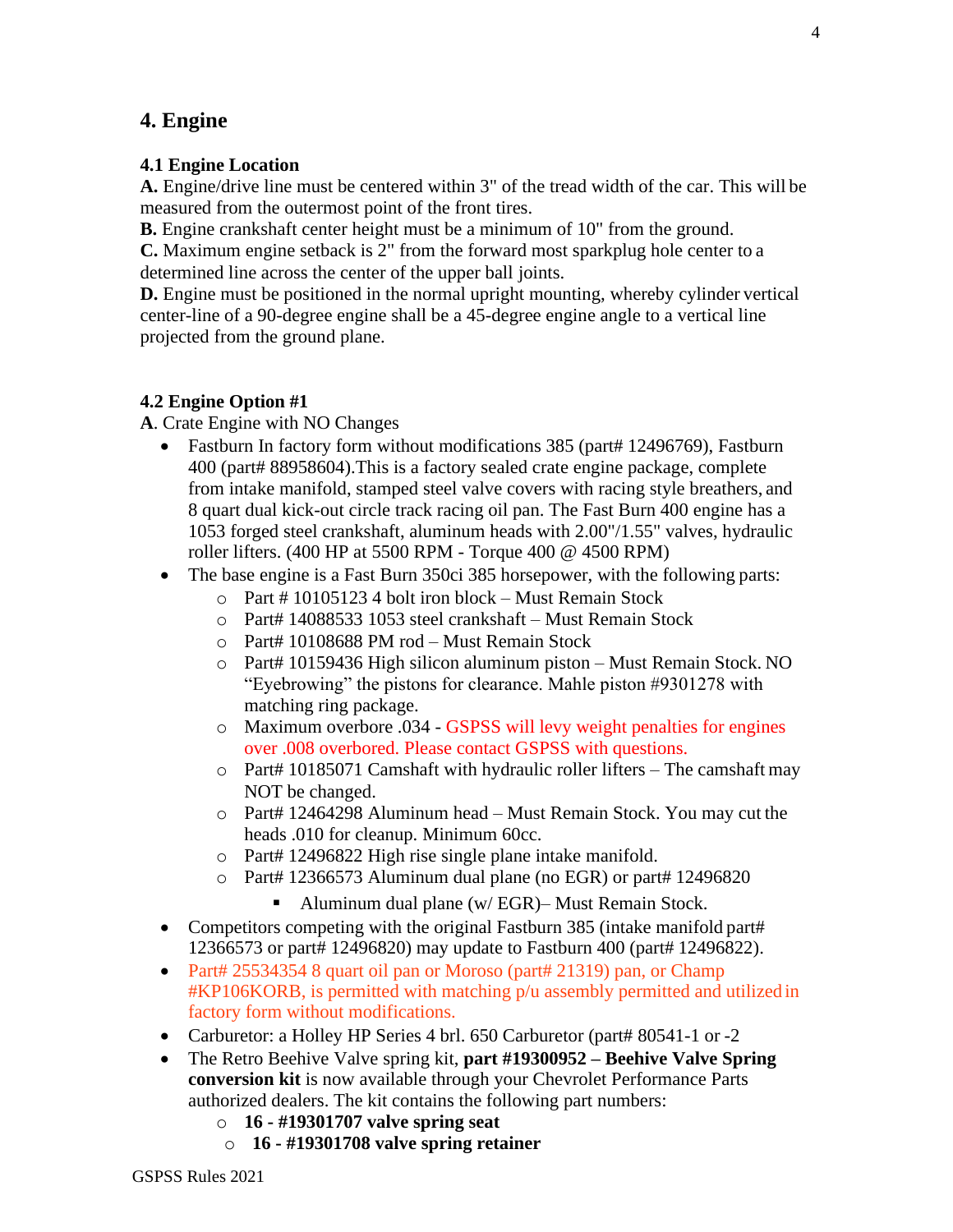# 4. Engine

### 4.1 Engine Location

**A.** Engine/drive line must be centered within 3" of the tread width of the car. This will be measured from the outermost point of the front tires.

**B.** Engine crankshaft center height must be a minimum of 10" from the ground.

**C.** Maximum engine setback is 2" from the forward most sparkplug hole center to a determined line across the center of the upper ball joints.

**D.** Engine must be positioned in the normal upright mounting, whereby cylinder vertical center-line of a 90-degree engine shall be a 45-degree engine angle to a vertical line projected from the ground plane.

### 4.2 Engine Option #1

**A**. Crate Engine with NO Changes

- Fastburn In factory form without modifications 385 (part# 12496769), Fastburn 400 (part# 88958604).This is a factory sealed crate engine package, complete from intake manifold, stamped steel valve covers with racing style breathers, and 8 quart dual kick-out circle track racing oil pan. The Fast Burn 400 engine has a 1053 forged steel crankshaft, aluminum heads with 2.00"/1.55" valves, hydraulic roller lifters. (400 HP at 5500 RPM - Torque 400 @ 4500 RPM)
- The base engine is a Fast Burn 350ci 385 horsepower, with the following parts:
  - Part # 10105123 4 bolt iron block – Must Remain Stock
  - Part# 14088533 1053 steel crankshaft – Must Remain Stock
  - Part# 10108688 PM rod – Must Remain Stock
  - Part# 10159436 High silicon aluminum piston – Must Remain Stock. NO "Eyebrowing" the pistons for clearance. Mahle piston #9301278 with matching ring package.
  - Maximum overbore .034 - GSPSS will levy weight penalties for engines over .008 overbored. Please contact GSPSS with questions.
  - Part# 10185071 Camshaft with hydraulic roller lifters – The camshaft may NOT be changed.
  - Part# 12464298 Aluminum head – Must Remain Stock. You may cut the heads .010 for cleanup. Minimum 60cc.
  - Part# 12496822 High rise single plane intake manifold.
  - Part# 12366573 Aluminum dual plane (no EGR) or part# 12496820
    - Aluminum dual plane (w/ EGR)– Must Remain Stock.
- Competitors competing with the original Fastburn 385 (intake manifold part# 12366573 or part# 12496820) may update to Fastburn 400 (part# 12496822).
- Part# 25534354 8 quart oil pan or Moroso (part# 21319) pan, or Champ #KP106KORB, is permitted with matching p/u assembly permitted and utilized in factory form without modifications.
- Carburetor: a Holley HP Series 4 brl. 650 Carburetor (part# 80541-1 or -2
- The Retro Beehive Valve spring kit, **part #19300952 – Beehive Valve Spring conversion kit** is now available through your Chevrolet Performance Parts authorized dealers. The kit contains the following part numbers:
  - **16 - #19301707 valve spring seat**
  - **16 - #19301708 valve spring retainer**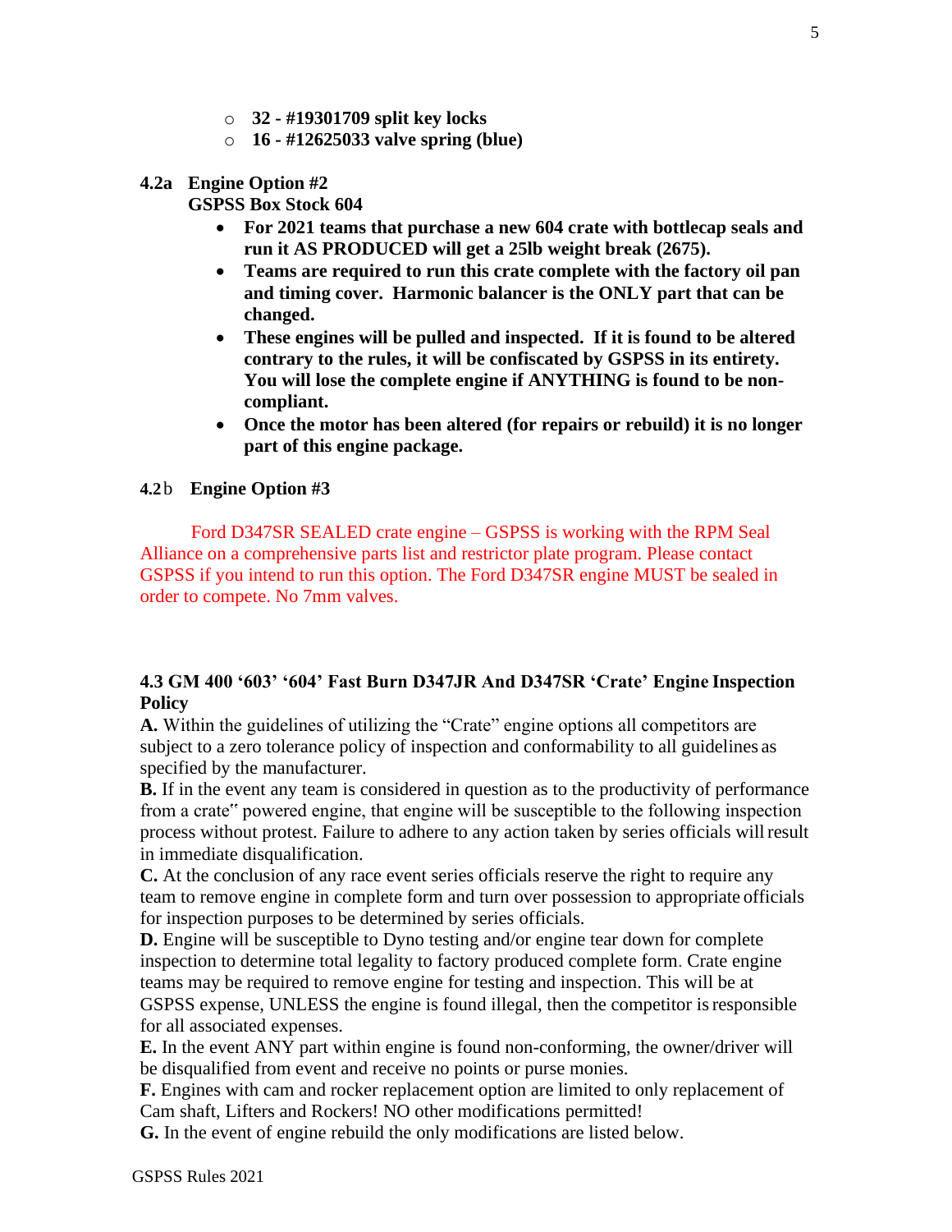- **32 - #19301709 split key locks**
- **16 - #12625033 valve spring (blue)**

**4.2a Engine Option #2**
**GSPSS Box Stock 604**

- **For 2021 teams that purchase a new 604 crate with bottlecap seals and run it AS PRODUCED will get a 25lb weight break (2675).**
- **Teams are required to run this crate complete with the factory oil pan and timing cover. Harmonic balancer is the ONLY part that can be changed.**
- **These engines will be pulled and inspected. If it is found to be altered contrary to the rules, it will be confiscated by GSPSS in its entirety. You will lose the complete engine if ANYTHING is found to be non-compliant.**
- **Once the motor has been altered (for repairs or rebuild) it is no longer part of this engine package.**

**4.2b Engine Option #3**

Ford D347SR SEALED crate engine – GSPSS is working with the RPM Seal Alliance on a comprehensive parts list and restrictor plate program. Please contact GSPSS if you intend to run this option. The Ford D347SR engine MUST be sealed in order to compete. No 7mm valves.

**4.3 GM 400 '603' '604' Fast Burn D347JR And D347SR 'Crate' Engine Inspection Policy**

**A.** Within the guidelines of utilizing the "Crate" engine options all competitors are subject to a zero tolerance policy of inspection and conformability to all guidelines as specified by the manufacturer.

**B.** If in the event any team is considered in question as to the productivity of performance from a crate" powered engine, that engine will be susceptible to the following inspection process without protest. Failure to adhere to any action taken by series officials will result in immediate disqualification.

**C.** At the conclusion of any race event series officials reserve the right to require any team to remove engine in complete form and turn over possession to appropriate officials for inspection purposes to be determined by series officials.

**D.** Engine will be susceptible to Dyno testing and/or engine tear down for complete inspection to determine total legality to factory produced complete form. Crate engine teams may be required to remove engine for testing and inspection. This will be at GSPSS expense, UNLESS the engine is found illegal, then the competitor is responsible for all associated expenses.

**E.** In the event ANY part within engine is found non-conforming, the owner/driver will be disqualified from event and receive no points or purse monies.

**F.** Engines with cam and rocker replacement option are limited to only replacement of Cam shaft, Lifters and Rockers! NO other modifications permitted!

**G.** In the event of engine rebuild the only modifications are listed below.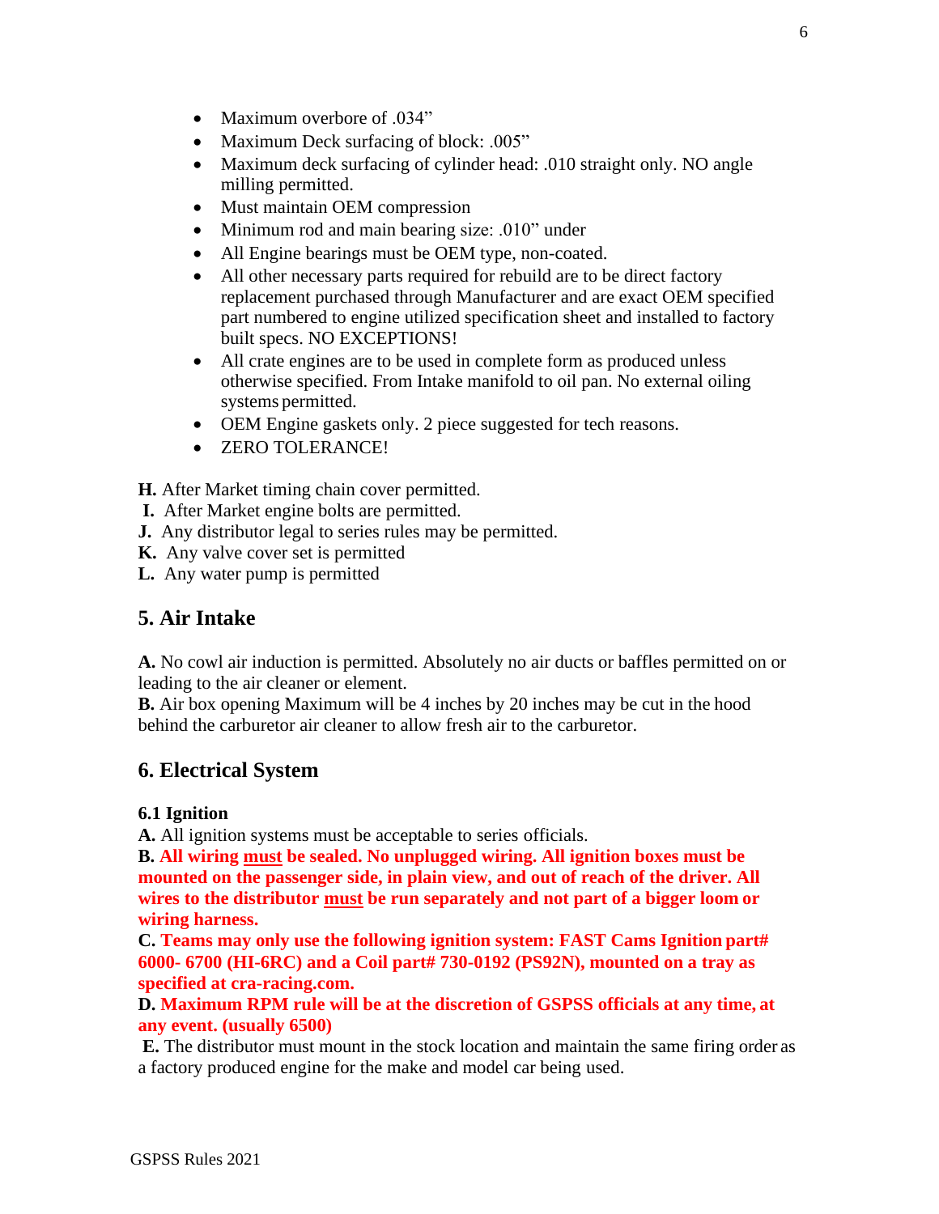- Maximum overbore of .034”
- Maximum Deck surfacing of block: .005”
- Maximum deck surfacing of cylinder head: .010 straight only. NO angle milling permitted.
- Must maintain OEM compression
- Minimum rod and main bearing size: .010” under
- All Engine bearings must be OEM type, non-coated.
- All other necessary parts required for rebuild are to be direct factory replacement purchased through Manufacturer and are exact OEM specified part numbered to engine utilized specification sheet and installed to factory built specs. NO EXCEPTIONS!
- All crate engines are to be used in complete form as produced unless otherwise specified. From Intake manifold to oil pan. No external oiling systems permitted.
- OEM Engine gaskets only. 2 piece suggested for tech reasons.
- ZERO TOLERANCE!

**H.** After Market timing chain cover permitted.
**I.** After Market engine bolts are permitted.
**J.** Any distributor legal to series rules may be permitted.
**K.** Any valve cover set is permitted
**L.** Any water pump is permitted

## 5. Air Intake

**A.** No cowl air induction is permitted. Absolutely no air ducts or baffles permitted on or leading to the air cleaner or element.
**B.** Air box opening Maximum will be 4 inches by 20 inches may be cut in the hood behind the carburetor air cleaner to allow fresh air to the carburetor.

## 6. Electrical System

### 6.1 Ignition

**A.** All ignition systems must be acceptable to series officials.
**B. All wiring must be sealed. No unplugged wiring. All ignition boxes must be mounted on the passenger side, in plain view, and out of reach of the driver. All wires to the distributor must be run separately and not part of a bigger loom or wiring harness.**
**C. Teams may only use the following ignition system: FAST Cams Ignition part# 6000- 6700 (HI-6RC) and a Coil part# 730-0192 (PS92N), mounted on a tray as specified at cra-racing.com.**
**D. Maximum RPM rule will be at the discretion of GSPSS officials at any time, at any event. (usually 6500)**
**E.** The distributor must mount in the stock location and maintain the same firing order as a factory produced engine for the make and model car being used.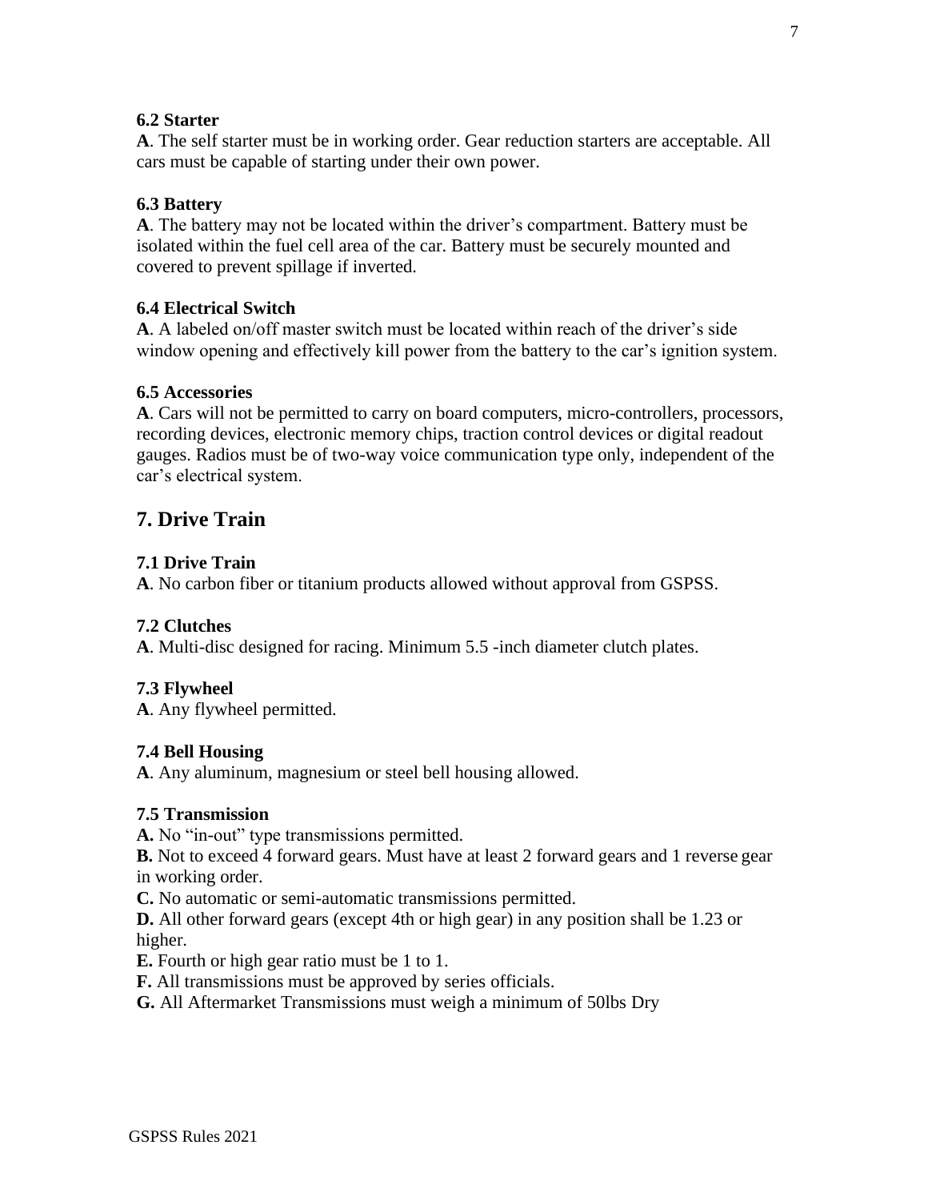### 6.2 Starter

**A**. The self starter must be in working order. Gear reduction starters are acceptable. All cars must be capable of starting under their own power.

### 6.3 Battery

**A**. The battery may not be located within the driver's compartment. Battery must be isolated within the fuel cell area of the car. Battery must be securely mounted and covered to prevent spillage if inverted.

### 6.4 Electrical Switch

**A**. A labeled on/off master switch must be located within reach of the driver's side window opening and effectively kill power from the battery to the car's ignition system.

### 6.5 Accessories

**A**. Cars will not be permitted to carry on board computers, micro-controllers, processors, recording devices, electronic memory chips, traction control devices or digital readout gauges. Radios must be of two-way voice communication type only, independent of the car's electrical system.

## 7. Drive Train

### 7.1 Drive Train

**A**. No carbon fiber or titanium products allowed without approval from GSPSS.

### 7.2 Clutches

**A**. Multi-disc designed for racing. Minimum 5.5 -inch diameter clutch plates.

### 7.3 Flywheel

**A**. Any flywheel permitted.

### 7.4 Bell Housing

**A**. Any aluminum, magnesium or steel bell housing allowed.

### 7.5 Transmission

**A.** No "in-out" type transmissions permitted.

**B.** Not to exceed 4 forward gears. Must have at least 2 forward gears and 1 reverse gear in working order.

**C.** No automatic or semi-automatic transmissions permitted.

**D.** All other forward gears (except 4th or high gear) in any position shall be 1.23 or higher.

**E.** Fourth or high gear ratio must be 1 to 1.

**F.** All transmissions must be approved by series officials.

**G.** All Aftermarket Transmissions must weigh a minimum of 50lbs Dry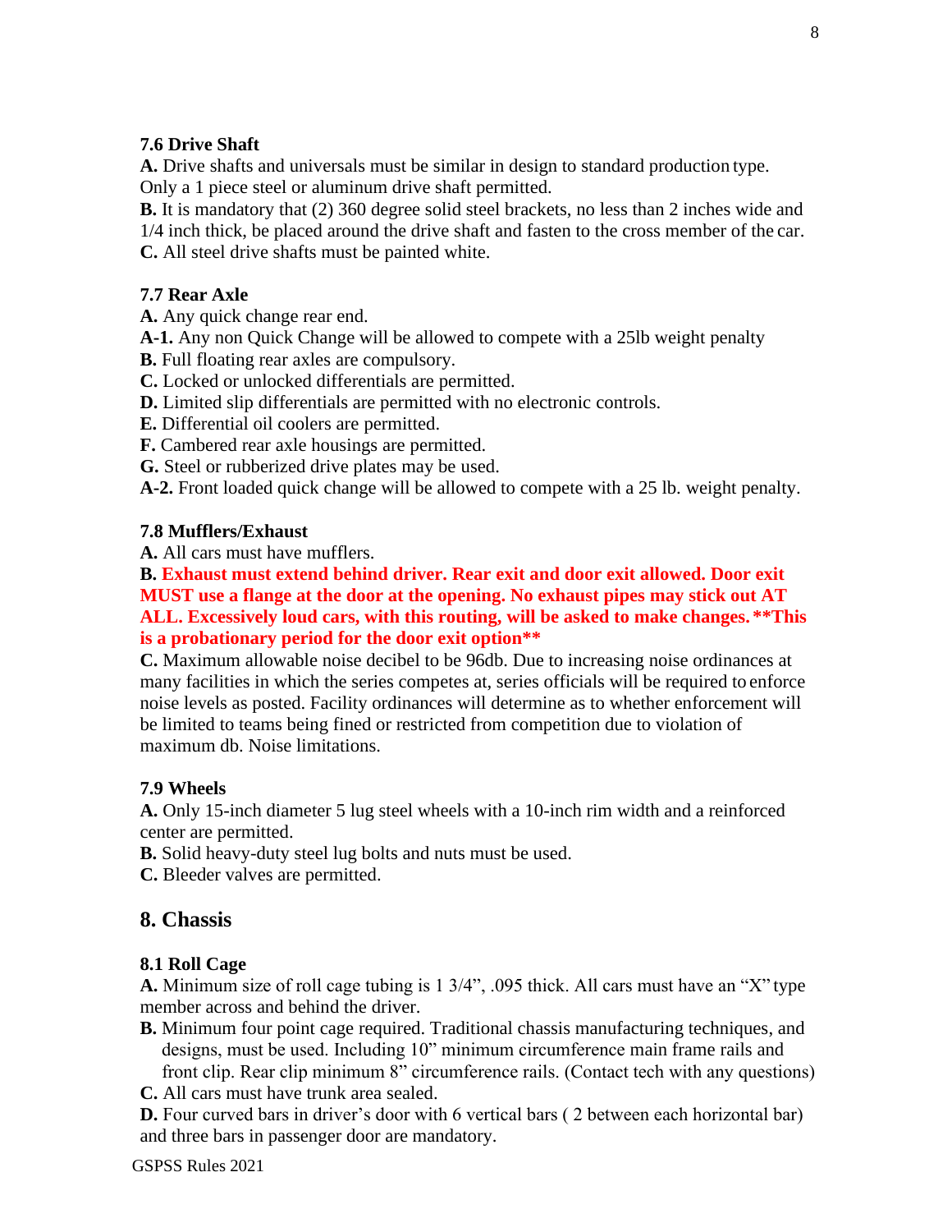### 7.6 Drive Shaft

**A.** Drive shafts and universals must be similar in design to standard production type. Only a 1 piece steel or aluminum drive shaft permitted.

**B.** It is mandatory that (2) 360 degree solid steel brackets, no less than 2 inches wide and 1/4 inch thick, be placed around the drive shaft and fasten to the cross member of the car.

**C.** All steel drive shafts must be painted white.

### 7.7 Rear Axle

**A.** Any quick change rear end.

**A-1.** Any non Quick Change will be allowed to compete with a 25lb weight penalty

**B.** Full floating rear axles are compulsory.

**C.** Locked or unlocked differentials are permitted.

**D.** Limited slip differentials are permitted with no electronic controls.

**E.** Differential oil coolers are permitted.

**F.** Cambered rear axle housings are permitted.

**G.** Steel or rubberized drive plates may be used.

**A-2.** Front loaded quick change will be allowed to compete with a 25 lb. weight penalty.

### 7.8 Mufflers/Exhaust

**A.** All cars must have mufflers.

**B. Exhaust must extend behind driver. Rear exit and door exit allowed. Door exit MUST use a flange at the door at the opening. No exhaust pipes may stick out AT ALL. Excessively loud cars, with this routing, will be asked to make changes. **This is a probationary period for the door exit option****

**C.** Maximum allowable noise decibel to be 96db. Due to increasing noise ordinances at many facilities in which the series competes at, series officials will be required to enforce noise levels as posted. Facility ordinances will determine as to whether enforcement will be limited to teams being fined or restricted from competition due to violation of maximum db. Noise limitations.

### 7.9 Wheels

**A.** Only 15-inch diameter 5 lug steel wheels with a 10-inch rim width and a reinforced center are permitted.

**B.** Solid heavy-duty steel lug bolts and nuts must be used.

**C.** Bleeder valves are permitted.

## 8. Chassis

### 8.1 Roll Cage

**A.** Minimum size of roll cage tubing is 1 3/4", .095 thick. All cars must have an "X" type member across and behind the driver.

**B.** Minimum four point cage required. Traditional chassis manufacturing techniques, and designs, must be used. Including 10" minimum circumference main frame rails and front clip. Rear clip minimum 8" circumference rails. (Contact tech with any questions)

**C.** All cars must have trunk area sealed.

**D.** Four curved bars in driver's door with 6 vertical bars ( 2 between each horizontal bar) and three bars in passenger door are mandatory.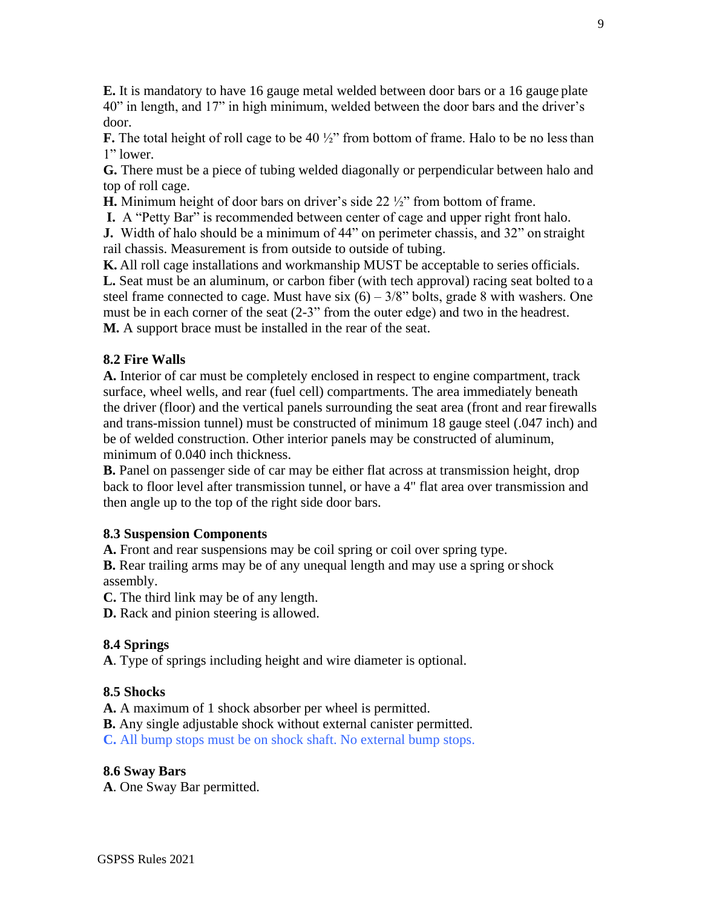**E.** It is mandatory to have 16 gauge metal welded between door bars or a 16 gauge plate 40" in length, and 17" in high minimum, welded between the door bars and the driver's door.
**F.** The total height of roll cage to be 40 ½" from bottom of frame. Halo to be no less than 1" lower.
**G.** There must be a piece of tubing welded diagonally or perpendicular between halo and top of roll cage.
**H.** Minimum height of door bars on driver's side 22 ½" from bottom of frame.
**I.** A "Petty Bar" is recommended between center of cage and upper right front halo.
**J.** Width of halo should be a minimum of 44" on perimeter chassis, and 32" on straight rail chassis. Measurement is from outside to outside of tubing.
**K.** All roll cage installations and workmanship MUST be acceptable to series officials.
**L.** Seat must be an aluminum, or carbon fiber (with tech approval) racing seat bolted to a steel frame connected to cage. Must have six (6) – 3/8" bolts, grade 8 with washers. One must be in each corner of the seat (2-3" from the outer edge) and two in the headrest.
**M.** A support brace must be installed in the rear of the seat.

**8.2 Fire Walls**

**A.** Interior of car must be completely enclosed in respect to engine compartment, track surface, wheel wells, and rear (fuel cell) compartments. The area immediately beneath the driver (floor) and the vertical panels surrounding the seat area (front and rear firewalls and trans-mission tunnel) must be constructed of minimum 18 gauge steel (.047 inch) and be of welded construction. Other interior panels may be constructed of aluminum, minimum of 0.040 inch thickness.
**B.** Panel on passenger side of car may be either flat across at transmission height, drop back to floor level after transmission tunnel, or have a 4" flat area over transmission and then angle up to the top of the right side door bars.

**8.3 Suspension Components**

**A.** Front and rear suspensions may be coil spring or coil over spring type.
**B.** Rear trailing arms may be of any unequal length and may use a spring or shock assembly.
**C.** The third link may be of any length.
**D.** Rack and pinion steering is allowed.

**8.4 Springs**

**A**. Type of springs including height and wire diameter is optional.

**8.5 Shocks**

**A.** A maximum of 1 shock absorber per wheel is permitted.
**B.** Any single adjustable shock without external canister permitted.
**C.** All bump stops must be on shock shaft. No external bump stops.

**8.6 Sway Bars**

**A**. One Sway Bar permitted.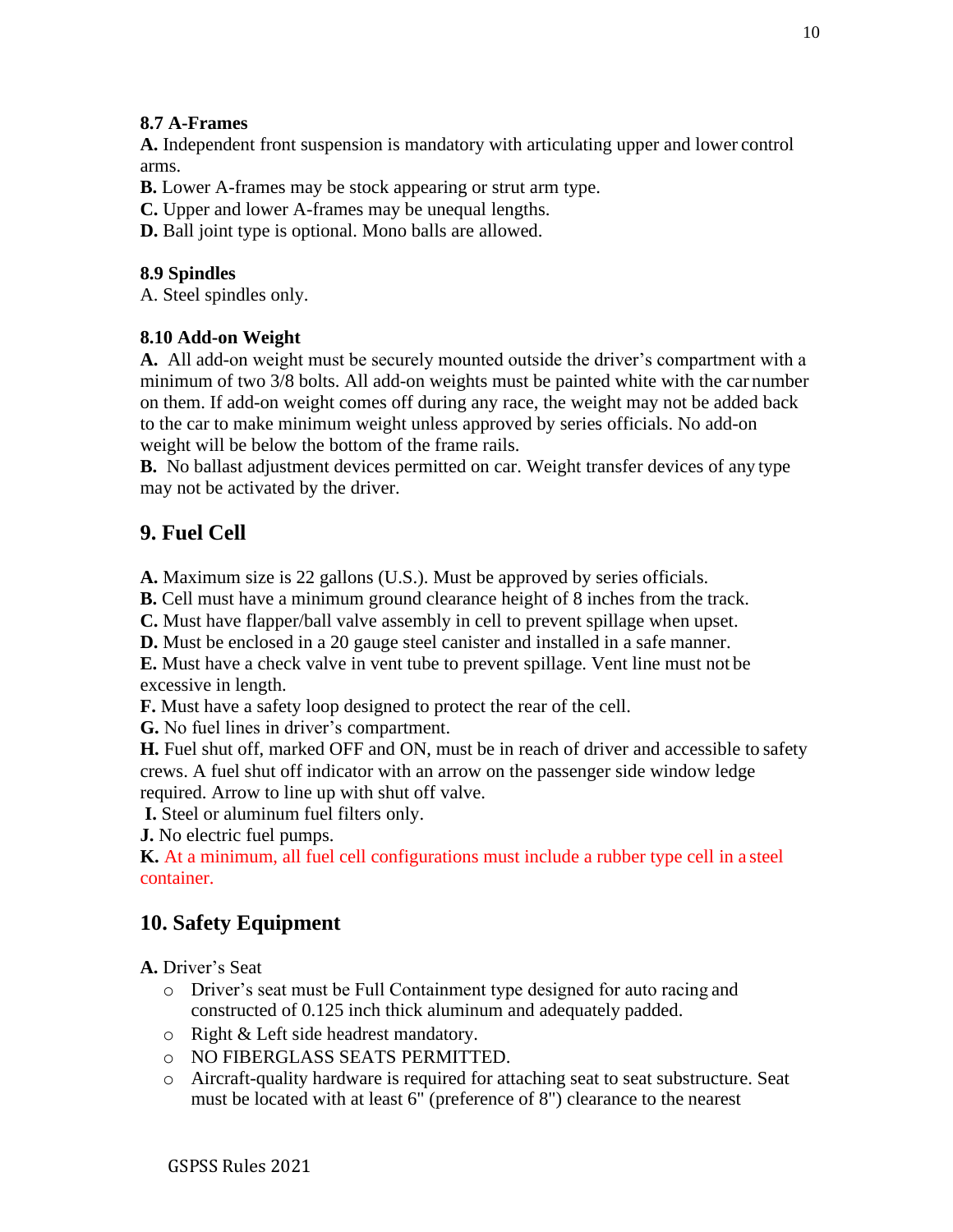### 8.7 A-Frames

**A.** Independent front suspension is mandatory with articulating upper and lower control arms.
**B.** Lower A-frames may be stock appearing or strut arm type.
**C.** Upper and lower A-frames may be unequal lengths.
**D.** Ball joint type is optional. Mono balls are allowed.

### 8.9 Spindles

A. Steel spindles only.

### 8.10 Add-on Weight

**A.** All add-on weight must be securely mounted outside the driver's compartment with a minimum of two 3/8 bolts. All add-on weights must be painted white with the car number on them. If add-on weight comes off during any race, the weight may not be added back to the car to make minimum weight unless approved by series officials. No add-on weight will be below the bottom of the frame rails.
**B.** No ballast adjustment devices permitted on car. Weight transfer devices of any type may not be activated by the driver.

## 9. Fuel Cell

**A.** Maximum size is 22 gallons (U.S.). Must be approved by series officials.
**B.** Cell must have a minimum ground clearance height of 8 inches from the track.
**C.** Must have flapper/ball valve assembly in cell to prevent spillage when upset.
**D.** Must be enclosed in a 20 gauge steel canister and installed in a safe manner.
**E.** Must have a check valve in vent tube to prevent spillage. Vent line must not be excessive in length.
**F.** Must have a safety loop designed to protect the rear of the cell.
**G.** No fuel lines in driver's compartment.
**H.** Fuel shut off, marked OFF and ON, must be in reach of driver and accessible to safety crews. A fuel shut off indicator with an arrow on the passenger side window ledge required. Arrow to line up with shut off valve.
**I.** Steel or aluminum fuel filters only.
**J.** No electric fuel pumps.
**K.** At a minimum, all fuel cell configurations must include a rubber type cell in a steel container.

## 10. Safety Equipment

**A.** Driver's Seat

- Driver's seat must be Full Containment type designed for auto racing and constructed of 0.125 inch thick aluminum and adequately padded.
- Right & Left side headrest mandatory.
- NO FIBERGLASS SEATS PERMITTED.
- Aircraft-quality hardware is required for attaching seat to seat substructure. Seat must be located with at least 6" (preference of 8") clearance to the nearest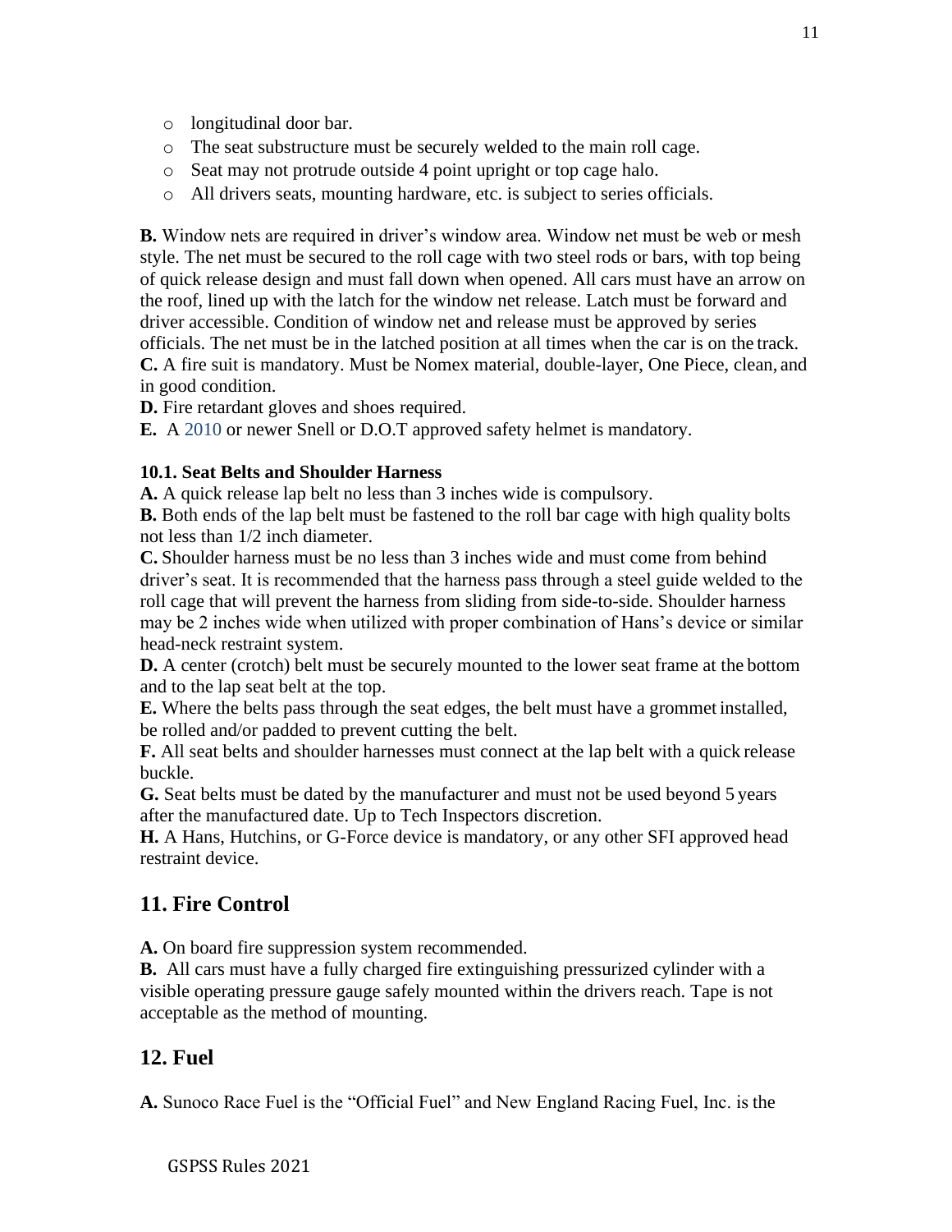- longitudinal door bar.
- The seat substructure must be securely welded to the main roll cage.
- Seat may not protrude outside 4 point upright or top cage halo.
- All drivers seats, mounting hardware, etc. is subject to series officials.

**B.** Window nets are required in driver's window area. Window net must be web or mesh style. The net must be secured to the roll cage with two steel rods or bars, with top being of quick release design and must fall down when opened. All cars must have an arrow on the roof, lined up with the latch for the window net release. Latch must be forward and driver accessible. Condition of window net and release must be approved by series officials. The net must be in the latched position at all times when the car is on the track.
**C.** A fire suit is mandatory. Must be Nomex material, double-layer, One Piece, clean, and in good condition.
**D.** Fire retardant gloves and shoes required.
**E.** A 2010 or newer Snell or D.O.T approved safety helmet is mandatory.

**10.1. Seat Belts and Shoulder Harness**

**A.** A quick release lap belt no less than 3 inches wide is compulsory.
**B.** Both ends of the lap belt must be fastened to the roll bar cage with high quality bolts not less than 1/2 inch diameter.
**C.** Shoulder harness must be no less than 3 inches wide and must come from behind driver's seat. It is recommended that the harness pass through a steel guide welded to the roll cage that will prevent the harness from sliding from side-to-side. Shoulder harness may be 2 inches wide when utilized with proper combination of Hans's device or similar head-neck restraint system.
**D.** A center (crotch) belt must be securely mounted to the lower seat frame at the bottom and to the lap seat belt at the top.
**E.** Where the belts pass through the seat edges, the belt must have a grommet installed, be rolled and/or padded to prevent cutting the belt.
**F.** All seat belts and shoulder harnesses must connect at the lap belt with a quick release buckle.
**G.** Seat belts must be dated by the manufacturer and must not be used beyond 5 years after the manufactured date. Up to Tech Inspectors discretion.
**H.** A Hans, Hutchins, or G-Force device is mandatory, or any other SFI approved head restraint device.

## 11. Fire Control

**A.** On board fire suppression system recommended.
**B.** All cars must have a fully charged fire extinguishing pressurized cylinder with a visible operating pressure gauge safely mounted within the drivers reach. Tape is not acceptable as the method of mounting.

## 12. Fuel

**A.** Sunoco Race Fuel is the "Official Fuel" and New England Racing Fuel, Inc. is the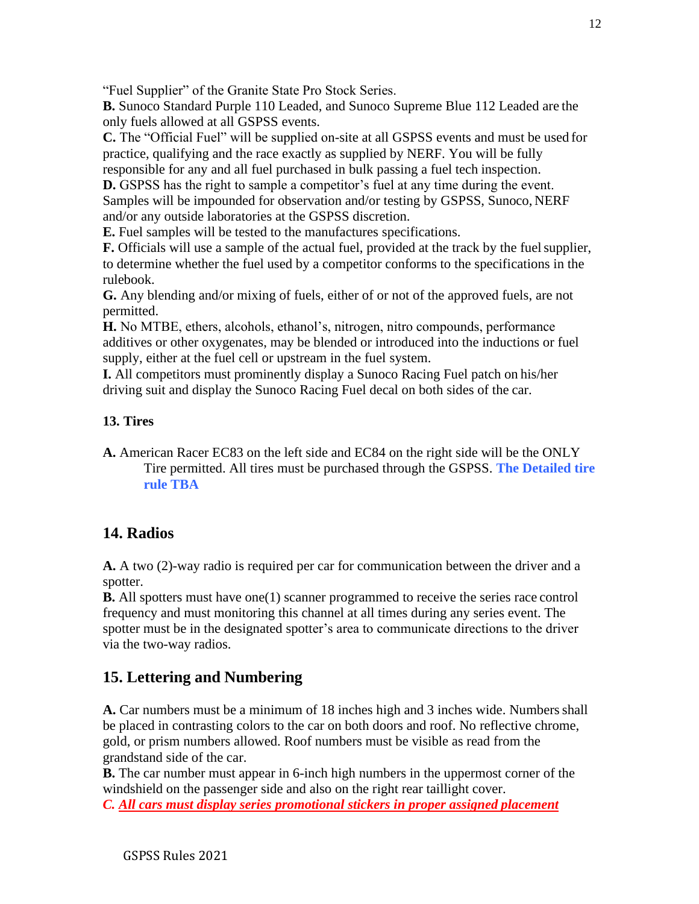"Fuel Supplier" of the Granite State Pro Stock Series.

**B.** Sunoco Standard Purple 110 Leaded, and Sunoco Supreme Blue 112 Leaded are the only fuels allowed at all GSPSS events.

**C.** The "Official Fuel" will be supplied on-site at all GSPSS events and must be used for practice, qualifying and the race exactly as supplied by NERF. You will be fully responsible for any and all fuel purchased in bulk passing a fuel tech inspection.

**D.** GSPSS has the right to sample a competitor's fuel at any time during the event. Samples will be impounded for observation and/or testing by GSPSS, Sunoco, NERF and/or any outside laboratories at the GSPSS discretion.

**E.** Fuel samples will be tested to the manufactures specifications.

**F.** Officials will use a sample of the actual fuel, provided at the track by the fuel supplier, to determine whether the fuel used by a competitor conforms to the specifications in the rulebook.

**G.** Any blending and/or mixing of fuels, either of or not of the approved fuels, are not permitted.

**H.** No MTBE, ethers, alcohols, ethanol's, nitrogen, nitro compounds, performance additives or other oxygenates, may be blended or introduced into the inductions or fuel supply, either at the fuel cell or upstream in the fuel system.

**I.** All competitors must prominently display a Sunoco Racing Fuel patch on his/her driving suit and display the Sunoco Racing Fuel decal on both sides of the car.

**13. Tires**

**A.** American Racer EC83 on the left side and EC84 on the right side will be the ONLY Tire permitted. All tires must be purchased through the GSPSS. **The Detailed tire rule TBA**

## 14. Radios

**A.** A two (2)-way radio is required per car for communication between the driver and a spotter.

**B.** All spotters must have one(1) scanner programmed to receive the series race control frequency and must monitoring this channel at all times during any series event. The spotter must be in the designated spotter's area to communicate directions to the driver via the two-way radios.

## 15. Lettering and Numbering

**A.** Car numbers must be a minimum of 18 inches high and 3 inches wide. Numbers shall be placed in contrasting colors to the car on both doors and roof. No reflective chrome, gold, or prism numbers allowed. Roof numbers must be visible as read from the grandstand side of the car.

**B.** The car number must appear in 6-inch high numbers in the uppermost corner of the windshield on the passenger side and also on the right rear taillight cover.

***C. All cars must display series promotional stickers in proper assigned placement***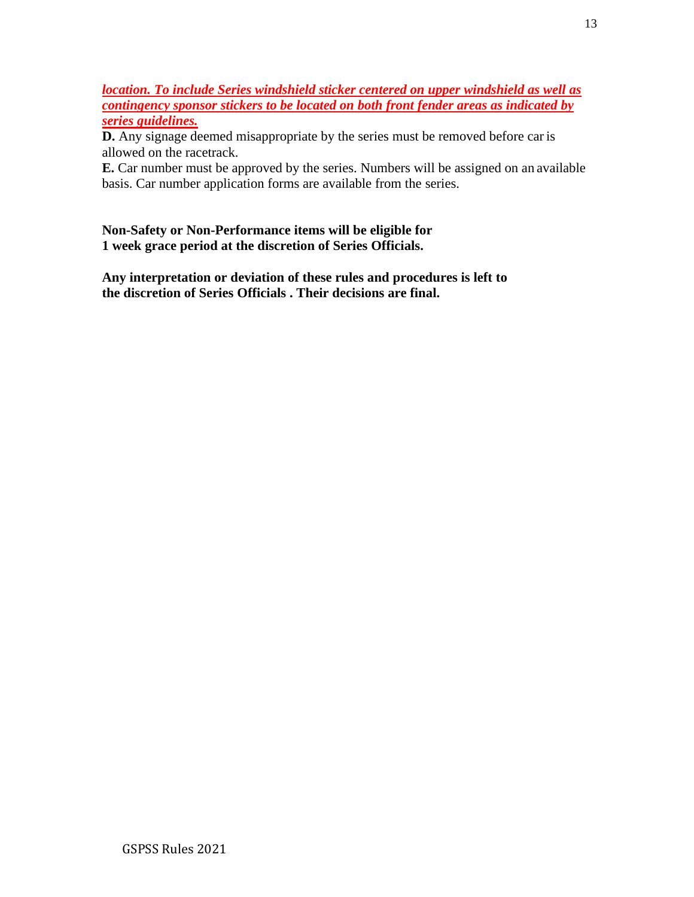***location. To include Series windshield sticker centered on upper windshield as well as contingency sponsor stickers to be located on both front fender areas as indicated by series guidelines.***

**D.** Any signage deemed misappropriate by the series must be removed before car is allowed on the racetrack.

**E.** Car number must be approved by the series. Numbers will be assigned on an available basis. Car number application forms are available from the series.

**Non-Safety or Non-Performance items will be eligible for 1 week grace period at the discretion of Series Officials.**

**Any interpretation or deviation of these rules and procedures is left to the discretion of Series Officials . Their decisions are final.**